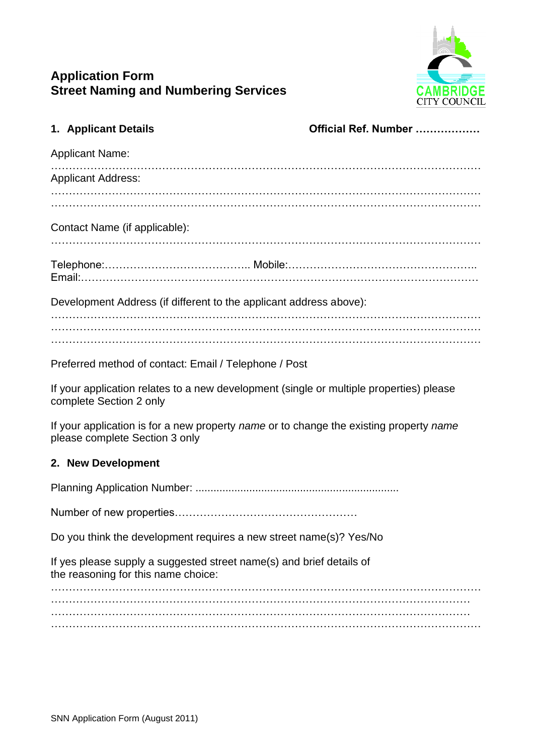# Application Form
# Street Naming and Numbering Services

CAMBRIDGE CITY COUNCIL

## 1. Applicant Details

**Official Ref. Number ………………**

Applicant Name:
………………………………………………………………………………………………………

Applicant Address:
………………………………………………………………………………………………………
………………………………………………………………………………………………………

Contact Name (if applicable):
………………………………………………………………………………………………………

Telephone:………………………………….. Mobile:……………………………………………..
Email:………………………………………………………………………………………………

Development Address (if different to the applicant address above):
………………………………………………………………………………………………………
………………………………………………………………………………………………………
………………………………………………………………………………………………………

Preferred method of contact: Email / Telephone / Post

If your application relates to a new development (single or multiple properties) please complete Section 2 only

If your application is for a new property *name* or to change the existing property *name* please complete Section 3 only

## 2. New Development

Planning Application Number: ....................................................................

Number of new properties……………………………………………

Do you think the development requires a new street name(s)? Yes/No

If yes please supply a suggested street name(s) and brief details of the reasoning for this name choice:
………………………………………………………………………………………………………
……………………………………………………………………………………………………
……………………………………………………………………………………………………
………………………………………………………………………………………………………

SNN Application Form (August 2011)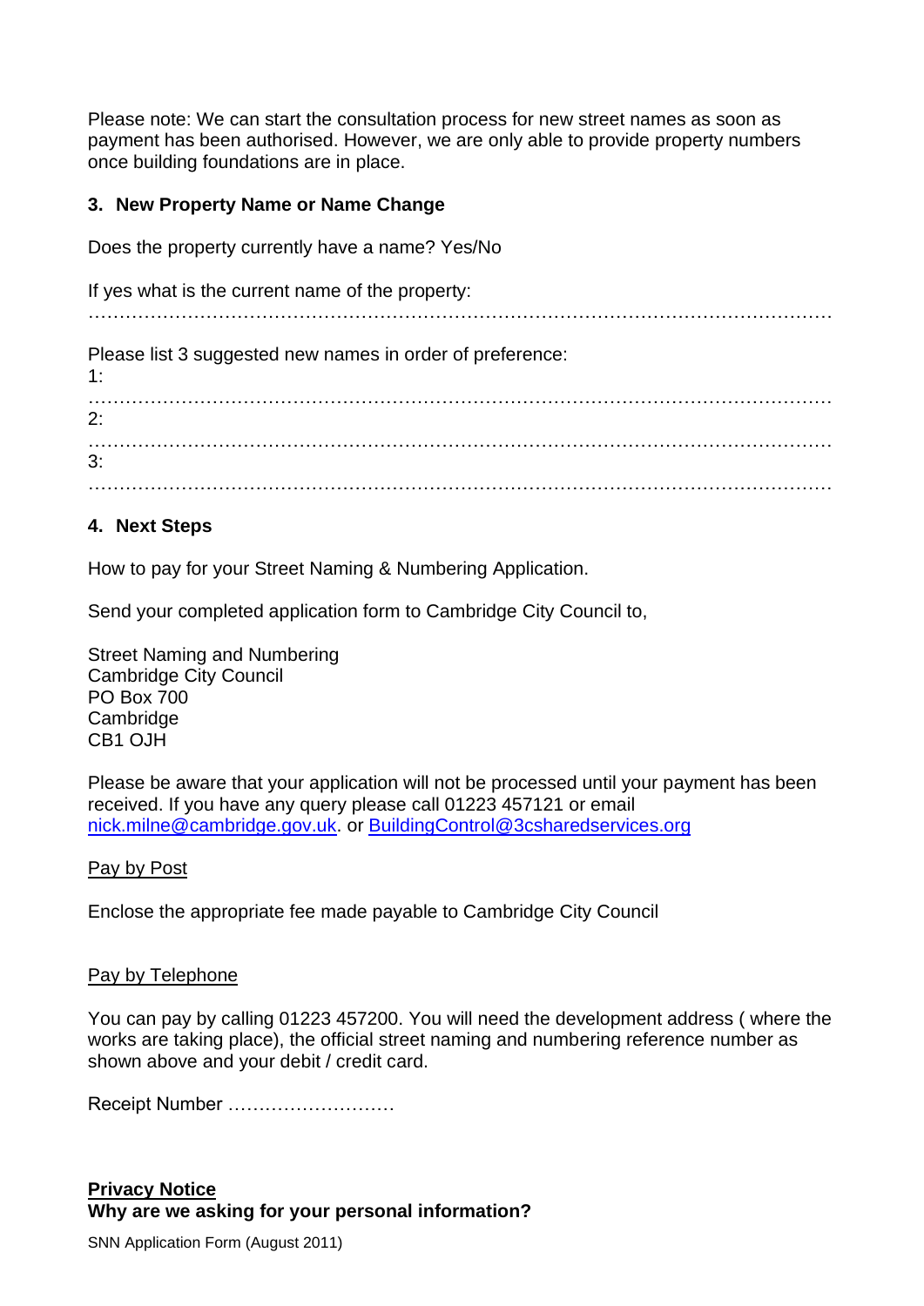Please note: We can start the consultation process for new street names as soon as payment has been authorised. However, we are only able to provide property numbers once building foundations are in place.

## 3. New Property Name or Name Change

Does the property currently have a name? Yes/No

If yes what is the current name of the property:

…………………………………………………………………………………………………………

Please list 3 suggested new names in order of preference:

1: …………………………………………………………………………………………………………

2: …………………………………………………………………………………………………………

3: …………………………………………………………………………………………………………

## 4. Next Steps

How to pay for your Street Naming & Numbering Application.

Send your completed application form to Cambridge City Council to,

Street Naming and Numbering
Cambridge City Council
PO Box 700
Cambridge
CB1 OJH

Please be aware that your application will not be processed until your payment has been received. If you have any query please call 01223 457121 or email nick.milne@cambridge.gov.uk. or BuildingControl@3csharedservices.org

Pay by Post

Enclose the appropriate fee made payable to Cambridge City Council

Pay by Telephone

You can pay by calling 01223 457200. You will need the development address ( where the works are taking place), the official street naming and numbering reference number as shown above and your debit / credit card.

Receipt Number ………………………

**Privacy Notice**

**Why are we asking for your personal information?**

SNN Application Form (August 2011)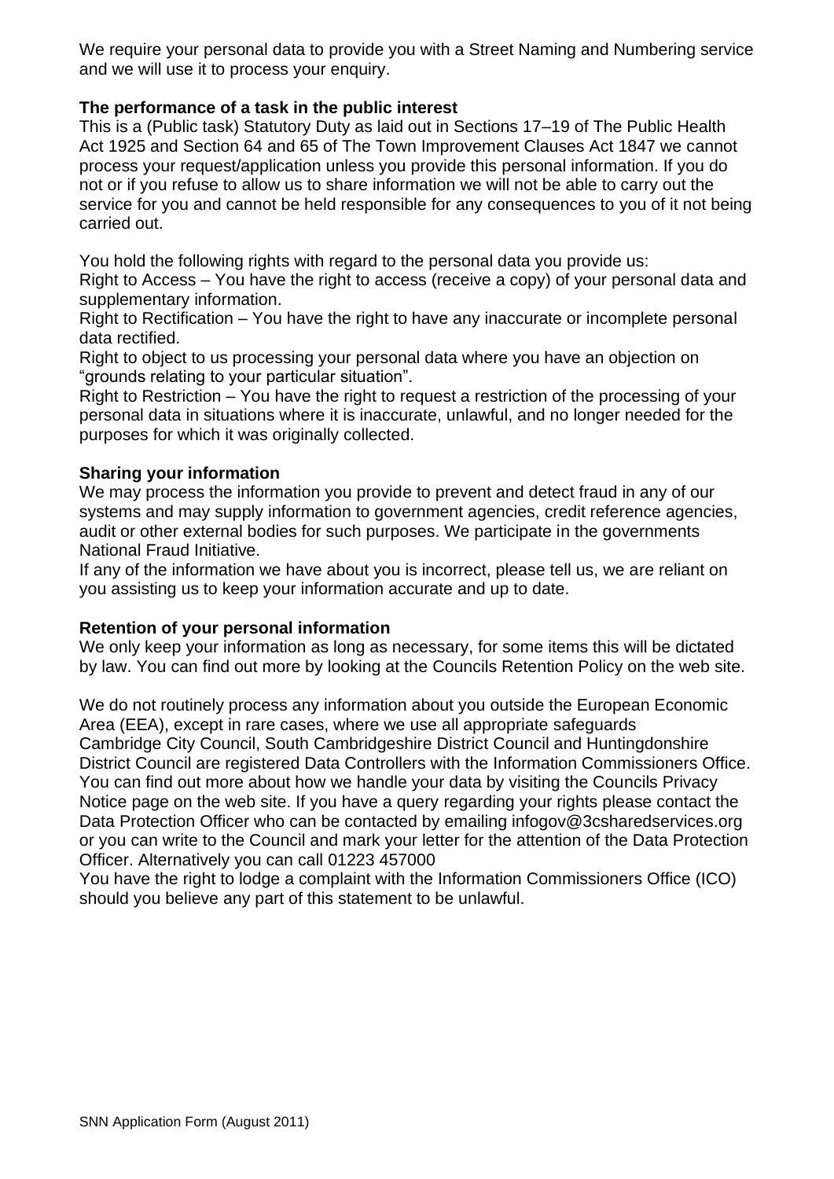We require your personal data to provide you with a Street Naming and Numbering service and we will use it to process your enquiry.

**The performance of a task in the public interest**

This is a (Public task) Statutory Duty as laid out in Sections 17–19 of The Public Health Act 1925 and Section 64 and 65 of The Town Improvement Clauses Act 1847 we cannot process your request/application unless you provide this personal information. If you do not or if you refuse to allow us to share information we will not be able to carry out the service for you and cannot be held responsible for any consequences to you of it not being carried out.

You hold the following rights with regard to the personal data you provide us:

Right to Access – You have the right to access (receive a copy) of your personal data and supplementary information.

Right to Rectification – You have the right to have any inaccurate or incomplete personal data rectified.

Right to object to us processing your personal data where you have an objection on "grounds relating to your particular situation".

Right to Restriction – You have the right to request a restriction of the processing of your personal data in situations where it is inaccurate, unlawful, and no longer needed for the purposes for which it was originally collected.

**Sharing your information**

We may process the information you provide to prevent and detect fraud in any of our systems and may supply information to government agencies, credit reference agencies, audit or other external bodies for such purposes. We participate in the governments National Fraud Initiative.

If any of the information we have about you is incorrect, please tell us, we are reliant on you assisting us to keep your information accurate and up to date.

**Retention of your personal information**

We only keep your information as long as necessary, for some items this will be dictated by law. You can find out more by looking at the Councils Retention Policy on the web site.

We do not routinely process any information about you outside the European Economic Area (EEA), except in rare cases, where we use all appropriate safeguards

Cambridge City Council, South Cambridgeshire District Council and Huntingdonshire District Council are registered Data Controllers with the Information Commissioners Office. You can find out more about how we handle your data by visiting the Councils Privacy Notice page on the web site. If you have a query regarding your rights please contact the Data Protection Officer who can be contacted by emailing infogov@3csharedservices.org or you can write to the Council and mark your letter for the attention of the Data Protection Officer. Alternatively you can call 01223 457000

You have the right to lodge a complaint with the Information Commissioners Office (ICO) should you believe any part of this statement to be unlawful.